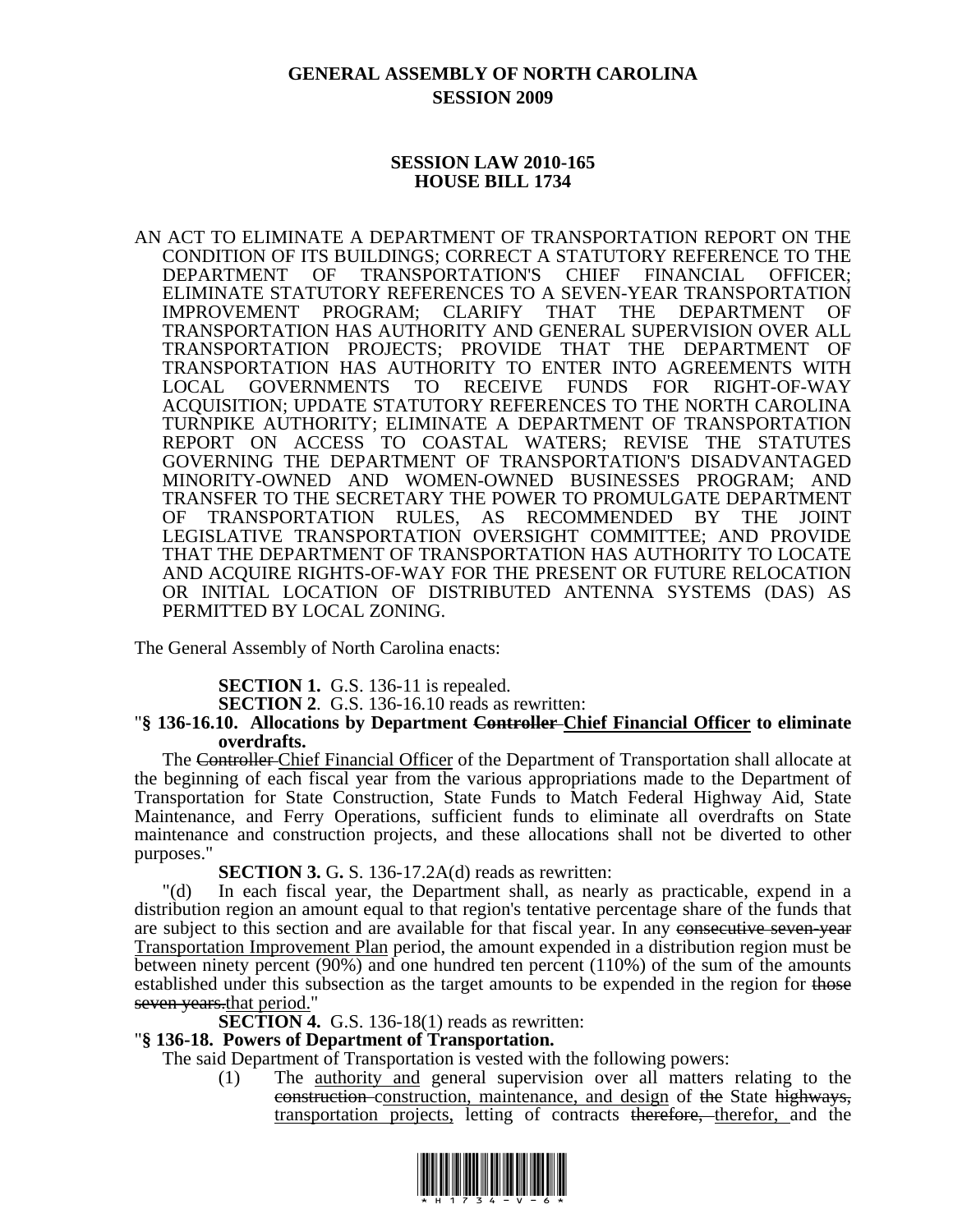# GENERAL ASSEMBLY OF NORTH CAROLINA
## SESSION 2009

### SESSION LAW 2010-165
### HOUSE BILL 1734

AN ACT TO ELIMINATE A DEPARTMENT OF TRANSPORTATION REPORT ON THE CONDITION OF ITS BUILDINGS; CORRECT A STATUTORY REFERENCE TO THE DEPARTMENT OF TRANSPORTATION'S CHIEF FINANCIAL OFFICER; ELIMINATE STATUTORY REFERENCES TO A SEVEN-YEAR TRANSPORTATION IMPROVEMENT PROGRAM; CLARIFY THAT THE DEPARTMENT OF TRANSPORTATION HAS AUTHORITY AND GENERAL SUPERVISION OVER ALL TRANSPORTATION PROJECTS; PROVIDE THAT THE DEPARTMENT OF TRANSPORTATION HAS AUTHORITY TO ENTER INTO AGREEMENTS WITH LOCAL GOVERNMENTS TO RECEIVE FUNDS FOR RIGHT-OF-WAY ACQUISITION; UPDATE STATUTORY REFERENCES TO THE NORTH CAROLINA TURNPIKE AUTHORITY; ELIMINATE A DEPARTMENT OF TRANSPORTATION REPORT ON ACCESS TO COASTAL WATERS; REVISE THE STATUTES GOVERNING THE DEPARTMENT OF TRANSPORTATION'S DISADVANTAGED MINORITY-OWNED AND WOMEN-OWNED BUSINESSES PROGRAM; AND TRANSFER TO THE SECRETARY THE POWER TO PROMULGATE DEPARTMENT OF TRANSPORTATION RULES, AS RECOMMENDED BY THE JOINT LEGISLATIVE TRANSPORTATION OVERSIGHT COMMITTEE; AND PROVIDE THAT THE DEPARTMENT OF TRANSPORTATION HAS AUTHORITY TO LOCATE AND ACQUIRE RIGHTS-OF-WAY FOR THE PRESENT OR FUTURE RELOCATION OR INITIAL LOCATION OF DISTRIBUTED ANTENNA SYSTEMS (DAS) AS PERMITTED BY LOCAL ZONING.

The General Assembly of North Carolina enacts:

**SECTION 1.** G.S. 136-11 is repealed.

**SECTION 2**. G.S. 136-16.10 reads as rewritten:

"**§ 136-16.10. Allocations by Department ~~Controller~~ Chief Financial Officer to eliminate overdrafts.**

The ~~Controller~~ Chief Financial Officer of the Department of Transportation shall allocate at the beginning of each fiscal year from the various appropriations made to the Department of Transportation for State Construction, State Funds to Match Federal Highway Aid, State Maintenance, and Ferry Operations, sufficient funds to eliminate all overdrafts on State maintenance and construction projects, and these allocations shall not be diverted to other purposes."

**SECTION 3.** G**.** S. 136-17.2A(d) reads as rewritten:

"(d) In each fiscal year, the Department shall, as nearly as practicable, expend in a distribution region an amount equal to that region's tentative percentage share of the funds that are subject to this section and are available for that fiscal year. In any ~~consecutive seven-year~~ Transportation Improvement Plan period, the amount expended in a distribution region must be between ninety percent (90%) and one hundred ten percent (110%) of the sum of the amounts established under this subsection as the target amounts to be expended in the region for ~~those seven years.~~that period."

**SECTION 4.** G.S. 136-18(1) reads as rewritten:

"**§ 136-18. Powers of Department of Transportation.**

The said Department of Transportation is vested with the following powers:

(1) The authority and general supervision over all matters relating to the ~~construction~~ construction, maintenance, and design of ~~the~~ State ~~highways,~~ transportation projects, letting of contracts ~~therefore,~~ therefor, and the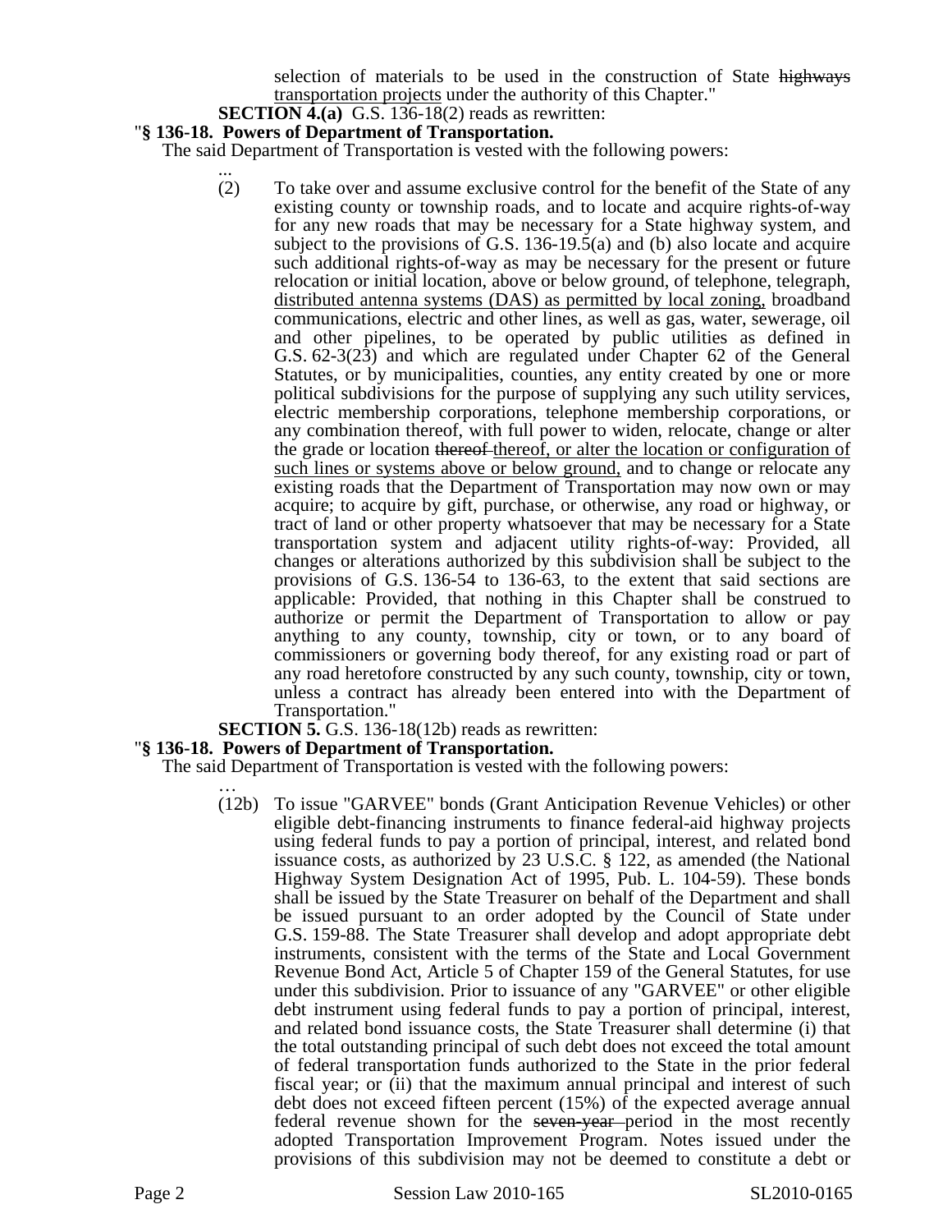selection of materials to be used in the construction of State ~~highways~~ <u>transportation projects</u> under the authority of this Chapter."

**SECTION 4.(a)** G.S. 136-18(2) reads as rewritten:

"**§ 136-18. Powers of Department of Transportation.**

The said Department of Transportation is vested with the following powers:

...

(2) To take over and assume exclusive control for the benefit of the State of any existing county or township roads, and to locate and acquire rights-of-way for any new roads that may be necessary for a State highway system, and subject to the provisions of G.S. 136-19.5(a) and (b) also locate and acquire such additional rights-of-way as may be necessary for the present or future relocation or initial location, above or below ground, of telephone, telegraph, <u>distributed antenna systems (DAS) as permitted by local zoning,</u> broadband communications, electric and other lines, as well as gas, water, sewerage, oil and other pipelines, to be operated by public utilities as defined in G.S. 62-3(23) and which are regulated under Chapter 62 of the General Statutes, or by municipalities, counties, any entity created by one or more political subdivisions for the purpose of supplying any such utility services, electric membership corporations, telephone membership corporations, or any combination thereof, with full power to widen, relocate, change or alter the grade or location ~~thereof~~ <u>thereof, or alter the location or configuration of such lines or systems above or below ground,</u> and to change or relocate any existing roads that the Department of Transportation may now own or may acquire; to acquire by gift, purchase, or otherwise, any road or highway, or tract of land or other property whatsoever that may be necessary for a State transportation system and adjacent utility rights-of-way: Provided, all changes or alterations authorized by this subdivision shall be subject to the provisions of G.S. 136-54 to 136-63, to the extent that said sections are applicable: Provided, that nothing in this Chapter shall be construed to authorize or permit the Department of Transportation to allow or pay anything to any county, township, city or town, or to any board of commissioners or governing body thereof, for any existing road or part of any road heretofore constructed by any such county, township, city or town, unless a contract has already been entered into with the Department of Transportation."

**SECTION 5.** G.S. 136-18(12b) reads as rewritten:

"**§ 136-18. Powers of Department of Transportation.**

The said Department of Transportation is vested with the following powers:

…

(12b) To issue "GARVEE" bonds (Grant Anticipation Revenue Vehicles) or other eligible debt-financing instruments to finance federal-aid highway projects using federal funds to pay a portion of principal, interest, and related bond issuance costs, as authorized by 23 U.S.C. § 122, as amended (the National Highway System Designation Act of 1995, Pub. L. 104-59). These bonds shall be issued by the State Treasurer on behalf of the Department and shall be issued pursuant to an order adopted by the Council of State under G.S. 159-88. The State Treasurer shall develop and adopt appropriate debt instruments, consistent with the terms of the State and Local Government Revenue Bond Act, Article 5 of Chapter 159 of the General Statutes, for use under this subdivision. Prior to issuance of any "GARVEE" or other eligible debt instrument using federal funds to pay a portion of principal, interest, and related bond issuance costs, the State Treasurer shall determine (i) that the total outstanding principal of such debt does not exceed the total amount of federal transportation funds authorized to the State in the prior federal fiscal year; or (ii) that the maximum annual principal and interest of such debt does not exceed fifteen percent (15%) of the expected average annual federal revenue shown for the ~~seven-year~~ period in the most recently adopted Transportation Improvement Program. Notes issued under the provisions of this subdivision may not be deemed to constitute a debt or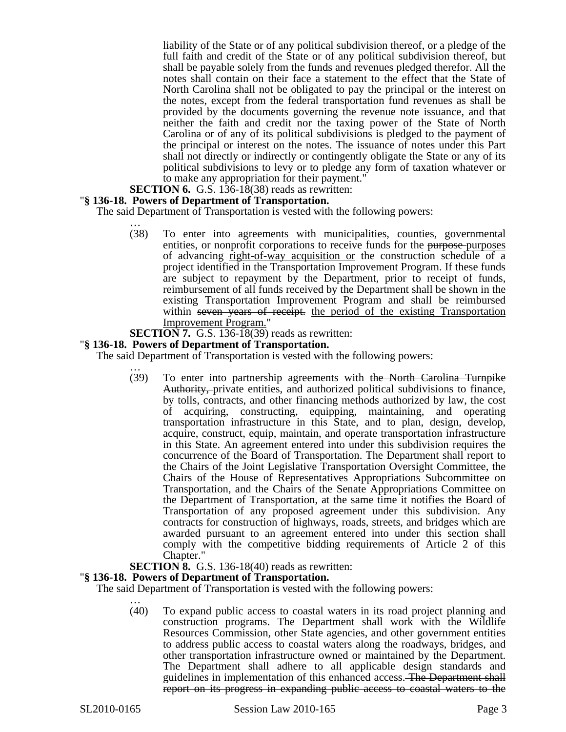liability of the State or of any political subdivision thereof, or a pledge of the full faith and credit of the State or of any political subdivision thereof, but shall be payable solely from the funds and revenues pledged therefor. All the notes shall contain on their face a statement to the effect that the State of North Carolina shall not be obligated to pay the principal or the interest on the notes, except from the federal transportation fund revenues as shall be provided by the documents governing the revenue note issuance, and that neither the faith and credit nor the taxing power of the State of North Carolina or of any of its political subdivisions is pledged to the payment of the principal or interest on the notes. The issuance of notes under this Part shall not directly or indirectly or contingently obligate the State or any of its political subdivisions to levy or to pledge any form of taxation whatever or to make any appropriation for their payment."

**SECTION 6.** G.S. 136-18(38) reads as rewritten:

"**§ 136-18. Powers of Department of Transportation.**

The said Department of Transportation is vested with the following powers:

…

(38) To enter into agreements with municipalities, counties, governmental entities, or nonprofit corporations to receive funds for the ~~purpose~~ <u>purposes</u> of advancing <u>right-of-way acquisition or</u> the construction schedule of a project identified in the Transportation Improvement Program. If these funds are subject to repayment by the Department, prior to receipt of funds, reimbursement of all funds received by the Department shall be shown in the existing Transportation Improvement Program and shall be reimbursed within ~~seven years of receipt.~~ <u>the period of the existing Transportation Improvement Program.</u>"

**SECTION 7.** G.S. 136-18(39) reads as rewritten:

"**§ 136-18. Powers of Department of Transportation.**

The said Department of Transportation is vested with the following powers:

…

(39) To enter into partnership agreements with ~~the North Carolina Turnpike Authority,~~ private entities, and authorized political subdivisions to finance, by tolls, contracts, and other financing methods authorized by law, the cost of acquiring, constructing, equipping, maintaining, and operating transportation infrastructure in this State, and to plan, design, develop, acquire, construct, equip, maintain, and operate transportation infrastructure in this State. An agreement entered into under this subdivision requires the concurrence of the Board of Transportation. The Department shall report to the Chairs of the Joint Legislative Transportation Oversight Committee, the Chairs of the House of Representatives Appropriations Subcommittee on Transportation, and the Chairs of the Senate Appropriations Committee on the Department of Transportation, at the same time it notifies the Board of Transportation of any proposed agreement under this subdivision. Any contracts for construction of highways, roads, streets, and bridges which are awarded pursuant to an agreement entered into under this section shall comply with the competitive bidding requirements of Article 2 of this Chapter."

**SECTION 8.** G.S. 136-18(40) reads as rewritten:

"**§ 136-18. Powers of Department of Transportation.**

The said Department of Transportation is vested with the following powers:

…

(40) To expand public access to coastal waters in its road project planning and construction programs. The Department shall work with the Wildlife Resources Commission, other State agencies, and other government entities to address public access to coastal waters along the roadways, bridges, and other transportation infrastructure owned or maintained by the Department. The Department shall adhere to all applicable design standards and guidelines in implementation of this enhanced access. ~~The Department shall report on its progress in expanding public access to coastal waters to the~~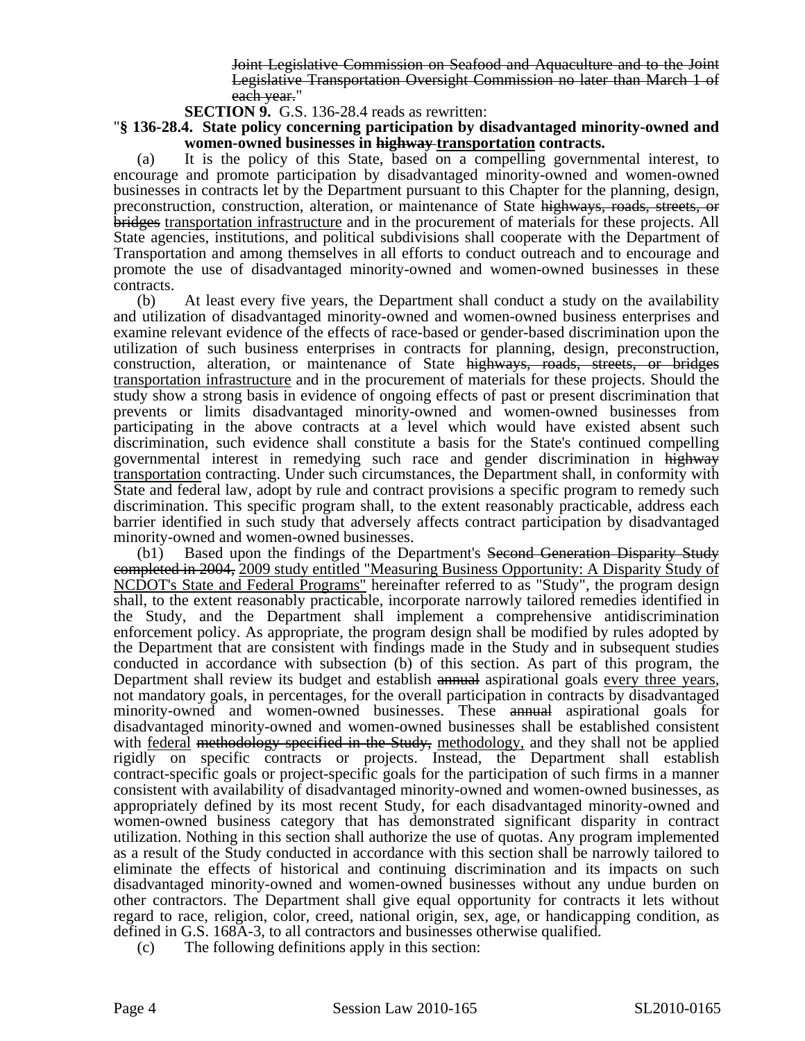~~Joint Legislative Commission on Seafood and Aquaculture and to the Joint Legislative Transportation Oversight Commission no later than March 1 of each year.~~"

**SECTION 9.** G.S. 136-28.4 reads as rewritten:

"**§ 136-28.4. State policy concerning participation by disadvantaged minority-owned and women-owned businesses in ~~highway~~ transportation contracts.**

(a) It is the policy of this State, based on a compelling governmental interest, to encourage and promote participation by disadvantaged minority-owned and women-owned businesses in contracts let by the Department pursuant to this Chapter for the planning, design, preconstruction, construction, alteration, or maintenance of State ~~highways, roads, streets, or bridges~~ transportation infrastructure and in the procurement of materials for these projects. All State agencies, institutions, and political subdivisions shall cooperate with the Department of Transportation and among themselves in all efforts to conduct outreach and to encourage and promote the use of disadvantaged minority-owned and women-owned businesses in these contracts.

(b) At least every five years, the Department shall conduct a study on the availability and utilization of disadvantaged minority-owned and women-owned business enterprises and examine relevant evidence of the effects of race-based or gender-based discrimination upon the utilization of such business enterprises in contracts for planning, design, preconstruction, construction, alteration, or maintenance of State ~~highways, roads, streets, or bridges~~ transportation infrastructure and in the procurement of materials for these projects. Should the study show a strong basis in evidence of ongoing effects of past or present discrimination that prevents or limits disadvantaged minority-owned and women-owned businesses from participating in the above contracts at a level which would have existed absent such discrimination, such evidence shall constitute a basis for the State's continued compelling governmental interest in remedying such race and gender discrimination in ~~highway~~ transportation contracting. Under such circumstances, the Department shall, in conformity with State and federal law, adopt by rule and contract provisions a specific program to remedy such discrimination. This specific program shall, to the extent reasonably practicable, address each barrier identified in such study that adversely affects contract participation by disadvantaged minority-owned and women-owned businesses.

(b1) Based upon the findings of the Department's ~~Second Generation Disparity Study completed in 2004,~~ 2009 study entitled "Measuring Business Opportunity: A Disparity Study of NCDOT's State and Federal Programs" hereinafter referred to as "Study", the program design shall, to the extent reasonably practicable, incorporate narrowly tailored remedies identified in the Study, and the Department shall implement a comprehensive antidiscrimination enforcement policy. As appropriate, the program design shall be modified by rules adopted by the Department that are consistent with findings made in the Study and in subsequent studies conducted in accordance with subsection (b) of this section. As part of this program, the Department shall review its budget and establish ~~annual~~ aspirational goals every three years, not mandatory goals, in percentages, for the overall participation in contracts by disadvantaged minority-owned and women-owned businesses. These ~~annual~~ aspirational goals for disadvantaged minority-owned and women-owned businesses shall be established consistent with federal ~~methodology specified in the Study,~~ methodology, and they shall not be applied rigidly on specific contracts or projects. Instead, the Department shall establish contract-specific goals or project-specific goals for the participation of such firms in a manner consistent with availability of disadvantaged minority-owned and women-owned businesses, as appropriately defined by its most recent Study, for each disadvantaged minority-owned and women-owned business category that has demonstrated significant disparity in contract utilization. Nothing in this section shall authorize the use of quotas. Any program implemented as a result of the Study conducted in accordance with this section shall be narrowly tailored to eliminate the effects of historical and continuing discrimination and its impacts on such disadvantaged minority-owned and women-owned businesses without any undue burden on other contractors. The Department shall give equal opportunity for contracts it lets without regard to race, religion, color, creed, national origin, sex, age, or handicapping condition, as defined in G.S. 168A-3, to all contractors and businesses otherwise qualified.

(c) The following definitions apply in this section: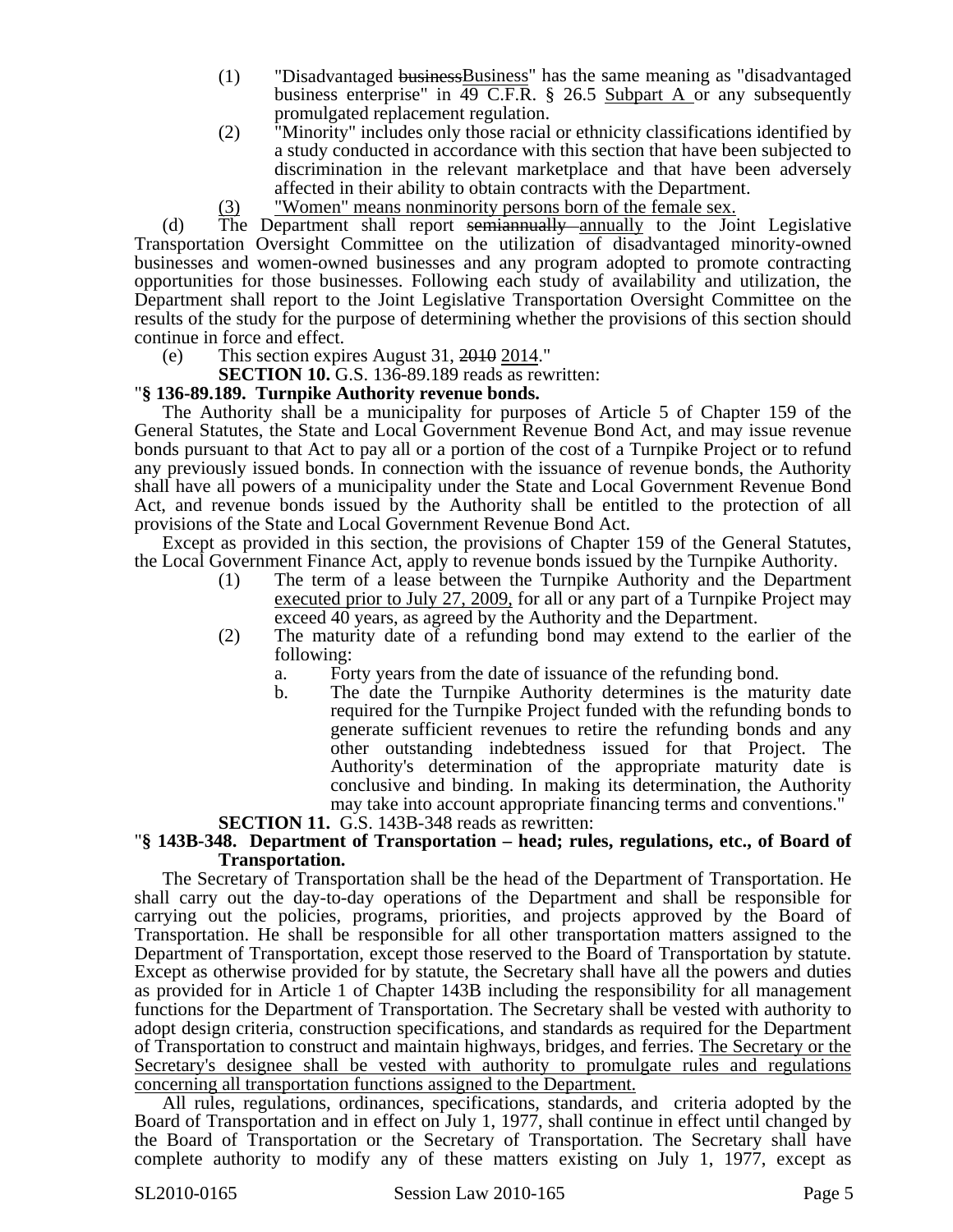(1) "Disadvantaged ~~business~~Business" has the same meaning as "disadvantaged business enterprise" in 49 C.F.R. § 26.5 Subpart A or any subsequently promulgated replacement regulation.

(2) "Minority" includes only those racial or ethnicity classifications identified by a study conducted in accordance with this section that have been subjected to discrimination in the relevant marketplace and that have been adversely affected in their ability to obtain contracts with the Department.

(3) "Women" means nonminority persons born of the female sex.

(d) The Department shall report ~~semiannually~~ annually to the Joint Legislative Transportation Oversight Committee on the utilization of disadvantaged minority-owned businesses and women-owned businesses and any program adopted to promote contracting opportunities for those businesses. Following each study of availability and utilization, the Department shall report to the Joint Legislative Transportation Oversight Committee on the results of the study for the purpose of determining whether the provisions of this section should continue in force and effect.

(e) This section expires August 31, ~~2010~~ 2014."

**SECTION 10.** G.S. 136-89.189 reads as rewritten:

"**§ 136-89.189. Turnpike Authority revenue bonds.**

The Authority shall be a municipality for purposes of Article 5 of Chapter 159 of the General Statutes, the State and Local Government Revenue Bond Act, and may issue revenue bonds pursuant to that Act to pay all or a portion of the cost of a Turnpike Project or to refund any previously issued bonds. In connection with the issuance of revenue bonds, the Authority shall have all powers of a municipality under the State and Local Government Revenue Bond Act, and revenue bonds issued by the Authority shall be entitled to the protection of all provisions of the State and Local Government Revenue Bond Act.

Except as provided in this section, the provisions of Chapter 159 of the General Statutes, the Local Government Finance Act, apply to revenue bonds issued by the Turnpike Authority.

(1) The term of a lease between the Turnpike Authority and the Department executed prior to July 27, 2009, for all or any part of a Turnpike Project may exceed 40 years, as agreed by the Authority and the Department.

(2) The maturity date of a refunding bond may extend to the earlier of the following:

a. Forty years from the date of issuance of the refunding bond.

b. The date the Turnpike Authority determines is the maturity date required for the Turnpike Project funded with the refunding bonds to generate sufficient revenues to retire the refunding bonds and any other outstanding indebtedness issued for that Project. The Authority's determination of the appropriate maturity date is conclusive and binding. In making its determination, the Authority may take into account appropriate financing terms and conventions."

**SECTION 11.** G.S. 143B-348 reads as rewritten:

"**§ 143B-348. Department of Transportation – head; rules, regulations, etc., of Board of Transportation.**

The Secretary of Transportation shall be the head of the Department of Transportation. He shall carry out the day-to-day operations of the Department and shall be responsible for carrying out the policies, programs, priorities, and projects approved by the Board of Transportation. He shall be responsible for all other transportation matters assigned to the Department of Transportation, except those reserved to the Board of Transportation by statute. Except as otherwise provided for by statute, the Secretary shall have all the powers and duties as provided for in Article 1 of Chapter 143B including the responsibility for all management functions for the Department of Transportation. The Secretary shall be vested with authority to adopt design criteria, construction specifications, and standards as required for the Department of Transportation to construct and maintain highways, bridges, and ferries. The Secretary or the Secretary's designee shall be vested with authority to promulgate rules and regulations concerning all transportation functions assigned to the Department.

All rules, regulations, ordinances, specifications, standards, and criteria adopted by the Board of Transportation and in effect on July 1, 1977, shall continue in effect until changed by the Board of Transportation or the Secretary of Transportation. The Secretary shall have complete authority to modify any of these matters existing on July 1, 1977, except as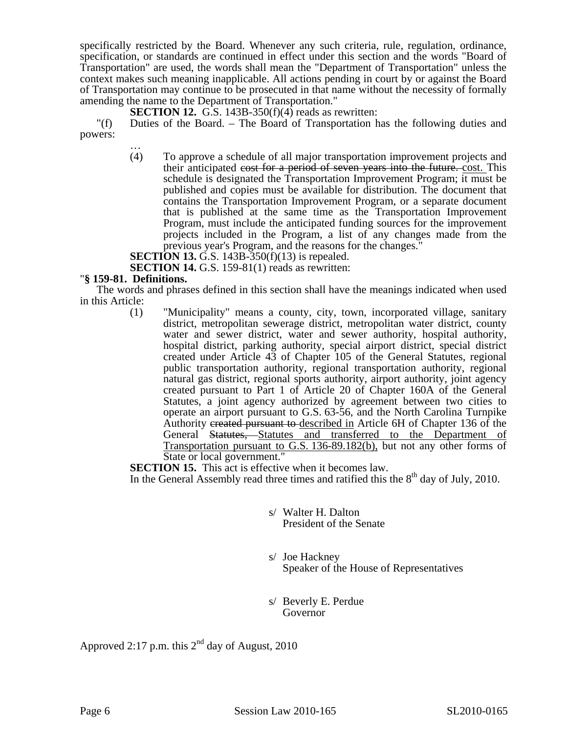specifically restricted by the Board. Whenever any such criteria, rule, regulation, ordinance, specification, or standards are continued in effect under this section and the words "Board of Transportation" are used, the words shall mean the "Department of Transportation" unless the context makes such meaning inapplicable. All actions pending in court by or against the Board of Transportation may continue to be prosecuted in that name without the necessity of formally amending the name to the Department of Transportation."

**SECTION 12.** G.S. 143B-350(f)(4) reads as rewritten:

"(f) Duties of the Board. – The Board of Transportation has the following duties and powers:

…

(4) To approve a schedule of all major transportation improvement projects and their anticipated ~~cost for a period of seven years into the future.~~ cost. This schedule is designated the Transportation Improvement Program; it must be published and copies must be available for distribution. The document that contains the Transportation Improvement Program, or a separate document that is published at the same time as the Transportation Improvement Program, must include the anticipated funding sources for the improvement projects included in the Program, a list of any changes made from the previous year's Program, and the reasons for the changes."

**SECTION 13.** G.S. 143B-350(f)(13) is repealed.

**SECTION 14.** G.S. 159-81(1) reads as rewritten:

"**§ 159-81. Definitions.**

The words and phrases defined in this section shall have the meanings indicated when used in this Article:

(1) "Municipality" means a county, city, town, incorporated village, sanitary district, metropolitan sewerage district, metropolitan water district, county water and sewer district, water and sewer authority, hospital authority, hospital district, parking authority, special airport district, special district created under Article 43 of Chapter 105 of the General Statutes, regional public transportation authority, regional transportation authority, regional natural gas district, regional sports authority, airport authority, joint agency created pursuant to Part 1 of Article 20 of Chapter 160A of the General Statutes, a joint agency authorized by agreement between two cities to operate an airport pursuant to G.S. 63-56, and the North Carolina Turnpike Authority ~~created pursuant to~~ described in Article 6H of Chapter 136 of the General ~~Statutes,~~ Statutes and transferred to the Department of Transportation pursuant to G.S. 136-89.182(b), but not any other forms of State or local government."

**SECTION 15.** This act is effective when it becomes law.

In the General Assembly read three times and ratified this the 8th day of July, 2010.

s/ Walter H. Dalton
President of the Senate

s/ Joe Hackney
Speaker of the House of Representatives

s/ Beverly E. Perdue
Governor

Approved 2:17 p.m. this 2nd day of August, 2010